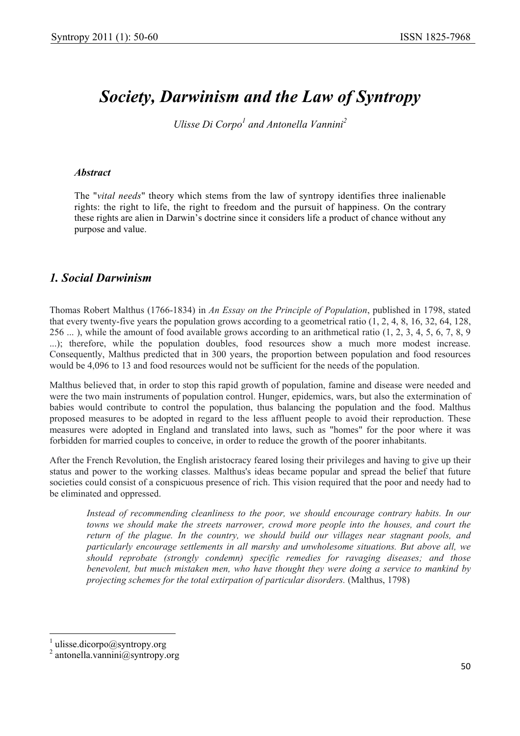# *Society, Darwinism and the Law of Syntropy*

*Ulisse Di Corpo*[1] *and Antonella Vannini*[2]

### *Abstract*

The "*vital needs*" theory which stems from the law of syntropy identifies three inalienable rights: the right to life, the right to freedom and the pursuit of happiness. On the contrary these rights are alien in Darwin's doctrine since it considers life a product of chance without any purpose and value.

## *1. Social Darwinism*

Thomas Robert Malthus (1766-1834) in *An Essay on the Principle of Population*, published in 1798, stated that every twenty-five years the population grows according to a geometrical ratio (1, 2, 4, 8, 16, 32, 64, 128, 256 ... ), while the amount of food available grows according to an arithmetical ratio (1, 2, 3, 4, 5, 6, 7, 8, 9 ...); therefore, while the population doubles, food resources show a much more modest increase. Consequently, Malthus predicted that in 300 years, the proportion between population and food resources would be 4,096 to 13 and food resources would not be sufficient for the needs of the population.

Malthus believed that, in order to stop this rapid growth of population, famine and disease were needed and were the two main instruments of population control. Hunger, epidemics, wars, but also the extermination of babies would contribute to control the population, thus balancing the population and the food. Malthus proposed measures to be adopted in regard to the less affluent people to avoid their reproduction. These measures were adopted in England and translated into laws, such as "homes" for the poor where it was forbidden for married couples to conceive, in order to reduce the growth of the poorer inhabitants.

After the French Revolution, the English aristocracy feared losing their privileges and having to give up their status and power to the working classes. Malthus's ideas became popular and spread the belief that future societies could consist of a conspicuous presence of rich. This vision required that the poor and needy had to be eliminated and oppressed.

> *Instead of recommending cleanliness to the poor, we should encourage contrary habits. In our towns we should make the streets narrower, crowd more people into the houses, and court the return of the plague. In the country, we should build our villages near stagnant pools, and particularly encourage settlements in all marshy and unwholesome situations. But above all, we should reprobate (strongly condemn) specific remedies for ravaging diseases; and those benevolent, but much mistaken men, who have thought they were doing a service to mankind by projecting schemes for the total extirpation of particular disorders.* (Malthus, 1798)

---

[1] ulisse.dicorpo@syntropy.org
[2] antonella.vannini@syntropy.org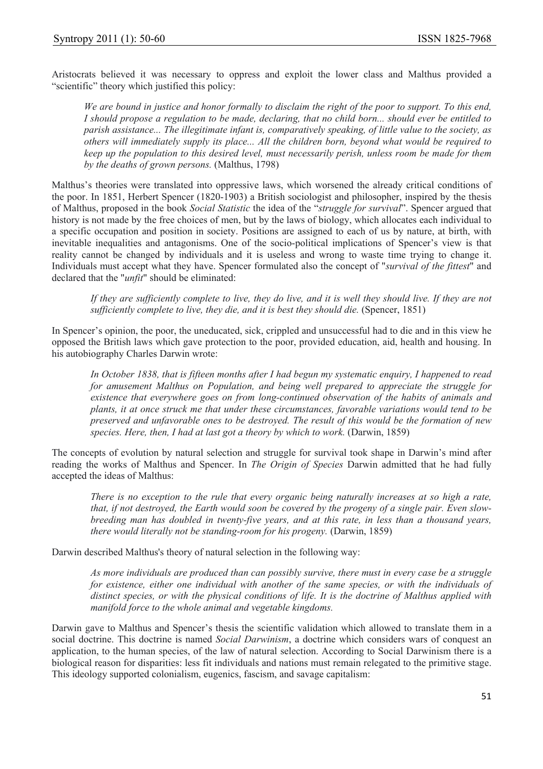Aristocrats believed it was necessary to oppress and exploit the lower class and Malthus provided a "scientific" theory which justified this policy:

> *We are bound in justice and honor formally to disclaim the right of the poor to support. To this end, I should propose a regulation to be made, declaring, that no child born... should ever be entitled to parish assistance... The illegitimate infant is, comparatively speaking, of little value to the society, as others will immediately supply its place... All the children born, beyond what would be required to keep up the population to this desired level, must necessarily perish, unless room be made for them by the deaths of grown persons.* (Malthus, 1798)

Malthus's theories were translated into oppressive laws, which worsened the already critical conditions of the poor. In 1851, Herbert Spencer (1820-1903) a British sociologist and philosopher, inspired by the thesis of Malthus, proposed in the book *Social Statistic* the idea of the "*struggle for survival*". Spencer argued that history is not made by the free choices of men, but by the laws of biology, which allocates each individual to a specific occupation and position in society. Positions are assigned to each of us by nature, at birth, with inevitable inequalities and antagonisms. One of the socio-political implications of Spencer's view is that reality cannot be changed by individuals and it is useless and wrong to waste time trying to change it. Individuals must accept what they have. Spencer formulated also the concept of "*survival of the fittest*" and declared that the "*unfit*" should be eliminated:

> *If they are sufficiently complete to live, they do live, and it is well they should live. If they are not sufficiently complete to live, they die, and it is best they should die.* (Spencer, 1851)

In Spencer's opinion, the poor, the uneducated, sick, crippled and unsuccessful had to die and in this view he opposed the British laws which gave protection to the poor, provided education, aid, health and housing. In his autobiography Charles Darwin wrote:

> *In October 1838, that is fifteen months after I had begun my systematic enquiry, I happened to read for amusement Malthus on Population, and being well prepared to appreciate the struggle for existence that everywhere goes on from long-continued observation of the habits of animals and plants, it at once struck me that under these circumstances, favorable variations would tend to be preserved and unfavorable ones to be destroyed. The result of this would be the formation of new species. Here, then, I had at last got a theory by which to work.* (Darwin, 1859)

The concepts of evolution by natural selection and struggle for survival took shape in Darwin's mind after reading the works of Malthus and Spencer. In *The Origin of Species* Darwin admitted that he had fully accepted the ideas of Malthus:

> *There is no exception to the rule that every organic being naturally increases at so high a rate, that, if not destroyed, the Earth would soon be covered by the progeny of a single pair. Even slow-breeding man has doubled in twenty-five years, and at this rate, in less than a thousand years, there would literally not be standing-room for his progeny.* (Darwin, 1859)

Darwin described Malthus's theory of natural selection in the following way:

> *As more individuals are produced than can possibly survive, there must in every case be a struggle for existence, either one individual with another of the same species, or with the individuals of distinct species, or with the physical conditions of life. It is the doctrine of Malthus applied with manifold force to the whole animal and vegetable kingdoms.*

Darwin gave to Malthus and Spencer's thesis the scientific validation which allowed to translate them in a social doctrine. This doctrine is named *Social Darwinism*, a doctrine which considers wars of conquest an application, to the human species, of the law of natural selection. According to Social Darwinism there is a biological reason for disparities: less fit individuals and nations must remain relegated to the primitive stage. This ideology supported colonialism, eugenics, fascism, and savage capitalism: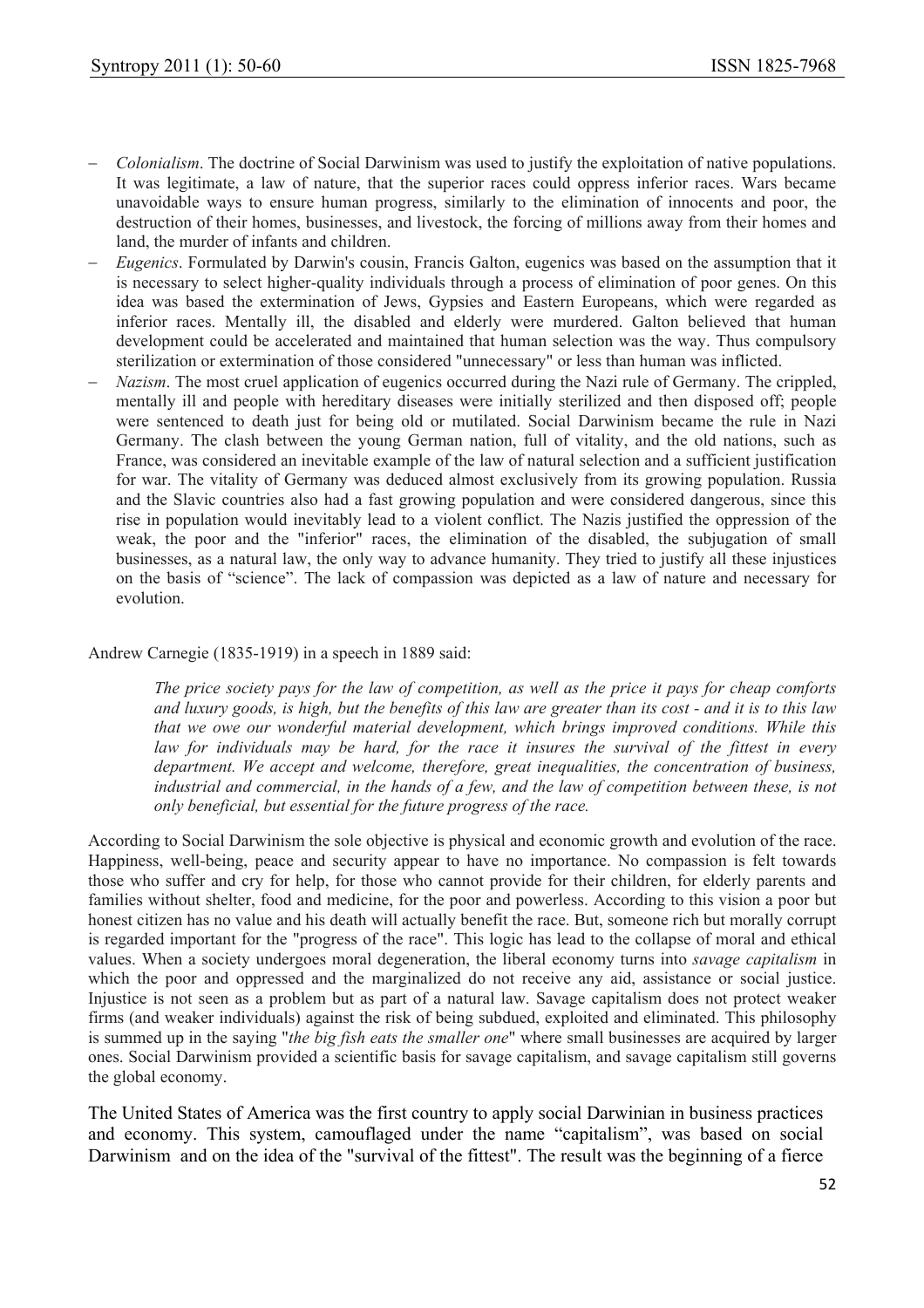- *Colonialism*. The doctrine of Social Darwinism was used to justify the exploitation of native populations. It was legitimate, a law of nature, that the superior races could oppress inferior races. Wars became unavoidable ways to ensure human progress, similarly to the elimination of innocents and poor, the destruction of their homes, businesses, and livestock, the forcing of millions away from their homes and land, the murder of infants and children.
- *Eugenics*. Formulated by Darwin's cousin, Francis Galton, eugenics was based on the assumption that it is necessary to select higher-quality individuals through a process of elimination of poor genes. On this idea was based the extermination of Jews, Gypsies and Eastern Europeans, which were regarded as inferior races. Mentally ill, the disabled and elderly were murdered. Galton believed that human development could be accelerated and maintained that human selection was the way. Thus compulsory sterilization or extermination of those considered "unnecessary" or less than human was inflicted.
- *Nazism*. The most cruel application of eugenics occurred during the Nazi rule of Germany. The crippled, mentally ill and people with hereditary diseases were initially sterilized and then disposed off; people were sentenced to death just for being old or mutilated. Social Darwinism became the rule in Nazi Germany. The clash between the young German nation, full of vitality, and the old nations, such as France, was considered an inevitable example of the law of natural selection and a sufficient justification for war. The vitality of Germany was deduced almost exclusively from its growing population. Russia and the Slavic countries also had a fast growing population and were considered dangerous, since this rise in population would inevitably lead to a violent conflict. The Nazis justified the oppression of the weak, the poor and the "inferior" races, the elimination of the disabled, the subjugation of small businesses, as a natural law, the only way to advance humanity. They tried to justify all these injustices on the basis of "science". The lack of compassion was depicted as a law of nature and necessary for evolution.

Andrew Carnegie (1835-1919) in a speech in 1889 said:

> *The price society pays for the law of competition, as well as the price it pays for cheap comforts and luxury goods, is high, but the benefits of this law are greater than its cost - and it is to this law that we owe our wonderful material development, which brings improved conditions. While this law for individuals may be hard, for the race it insures the survival of the fittest in every department. We accept and welcome, therefore, great inequalities, the concentration of business, industrial and commercial, in the hands of a few, and the law of competition between these, is not only beneficial, but essential for the future progress of the race.*

According to Social Darwinism the sole objective is physical and economic growth and evolution of the race. Happiness, well-being, peace and security appear to have no importance. No compassion is felt towards those who suffer and cry for help, for those who cannot provide for their children, for elderly parents and families without shelter, food and medicine, for the poor and powerless. According to this vision a poor but honest citizen has no value and his death will actually benefit the race. But, someone rich but morally corrupt is regarded important for the "progress of the race". This logic has lead to the collapse of moral and ethical values. When a society undergoes moral degeneration, the liberal economy turns into *savage capitalism* in which the poor and oppressed and the marginalized do not receive any aid, assistance or social justice. Injustice is not seen as a problem but as part of a natural law. Savage capitalism does not protect weaker firms (and weaker individuals) against the risk of being subdued, exploited and eliminated. This philosophy is summed up in the saying "*the big fish eats the smaller one*" where small businesses are acquired by larger ones. Social Darwinism provided a scientific basis for savage capitalism, and savage capitalism still governs the global economy.

The United States of America was the first country to apply social Darwinian in business practices and economy. This system, camouflaged under the name "capitalism", was based on social Darwinism and on the idea of the "survival of the fittest". The result was the beginning of a fierce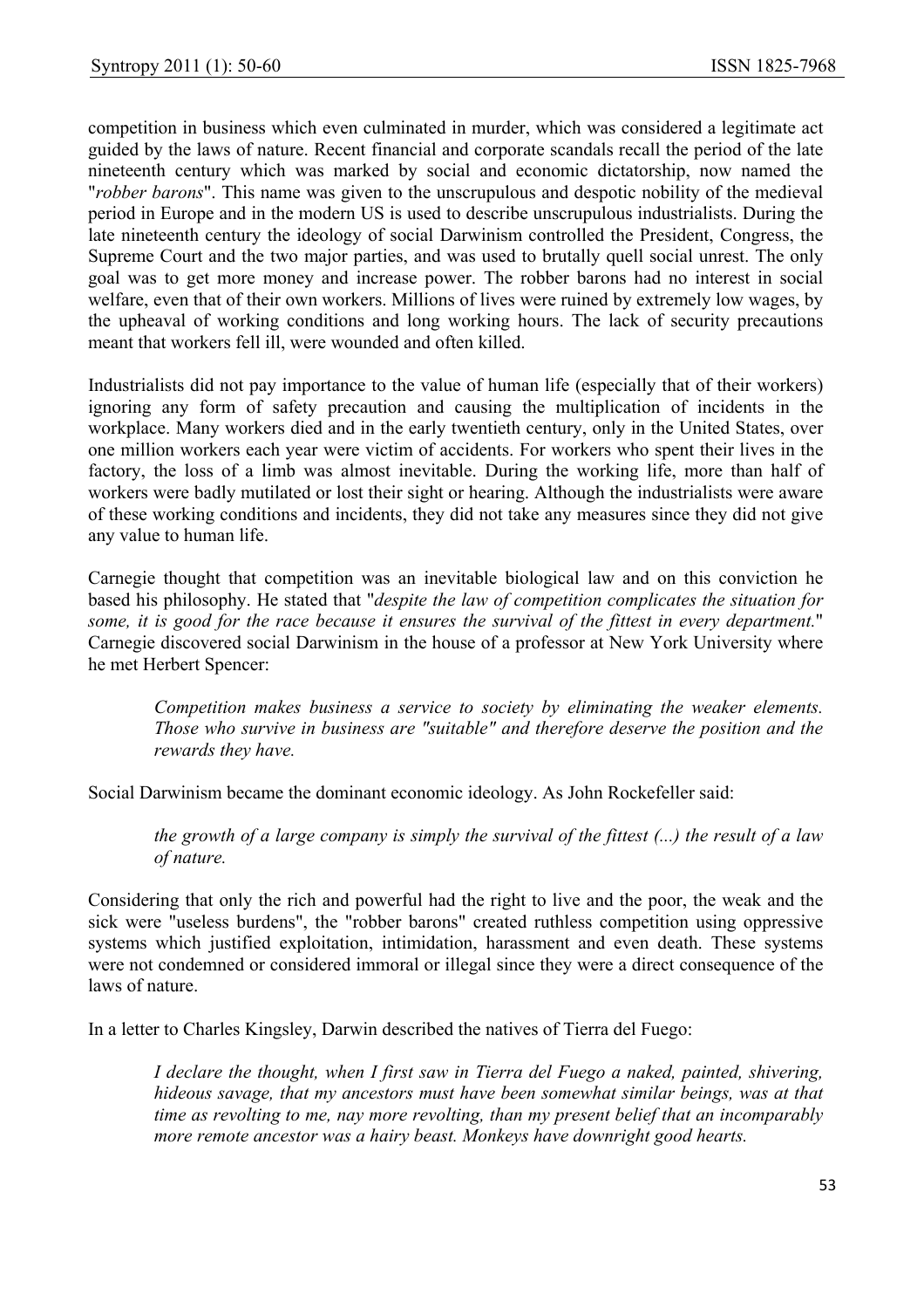competition in business which even culminated in murder, which was considered a legitimate act guided by the laws of nature. Recent financial and corporate scandals recall the period of the late nineteenth century which was marked by social and economic dictatorship, now named the "*robber barons*". This name was given to the unscrupulous and despotic nobility of the medieval period in Europe and in the modern US is used to describe unscrupulous industrialists. During the late nineteenth century the ideology of social Darwinism controlled the President, Congress, the Supreme Court and the two major parties, and was used to brutally quell social unrest. The only goal was to get more money and increase power. The robber barons had no interest in social welfare, even that of their own workers. Millions of lives were ruined by extremely low wages, by the upheaval of working conditions and long working hours. The lack of security precautions meant that workers fell ill, were wounded and often killed.

Industrialists did not pay importance to the value of human life (especially that of their workers) ignoring any form of safety precaution and causing the multiplication of incidents in the workplace. Many workers died and in the early twentieth century, only in the United States, over one million workers each year were victim of accidents. For workers who spent their lives in the factory, the loss of a limb was almost inevitable. During the working life, more than half of workers were badly mutilated or lost their sight or hearing. Although the industrialists were aware of these working conditions and incidents, they did not take any measures since they did not give any value to human life.

Carnegie thought that competition was an inevitable biological law and on this conviction he based his philosophy. He stated that "*despite the law of competition complicates the situation for some, it is good for the race because it ensures the survival of the fittest in every department.*" Carnegie discovered social Darwinism in the house of a professor at New York University where he met Herbert Spencer:

> *Competition makes business a service to society by eliminating the weaker elements. Those who survive in business are "suitable" and therefore deserve the position and the rewards they have.*

Social Darwinism became the dominant economic ideology. As John Rockefeller said:

> *the growth of a large company is simply the survival of the fittest (...) the result of a law of nature.*

Considering that only the rich and powerful had the right to live and the poor, the weak and the sick were "useless burdens", the "robber barons" created ruthless competition using oppressive systems which justified exploitation, intimidation, harassment and even death. These systems were not condemned or considered immoral or illegal since they were a direct consequence of the laws of nature.

In a letter to Charles Kingsley, Darwin described the natives of Tierra del Fuego:

> *I declare the thought, when I first saw in Tierra del Fuego a naked, painted, shivering, hideous savage, that my ancestors must have been somewhat similar beings, was at that time as revolting to me, nay more revolting, than my present belief that an incomparably more remote ancestor was a hairy beast. Monkeys have downright good hearts.*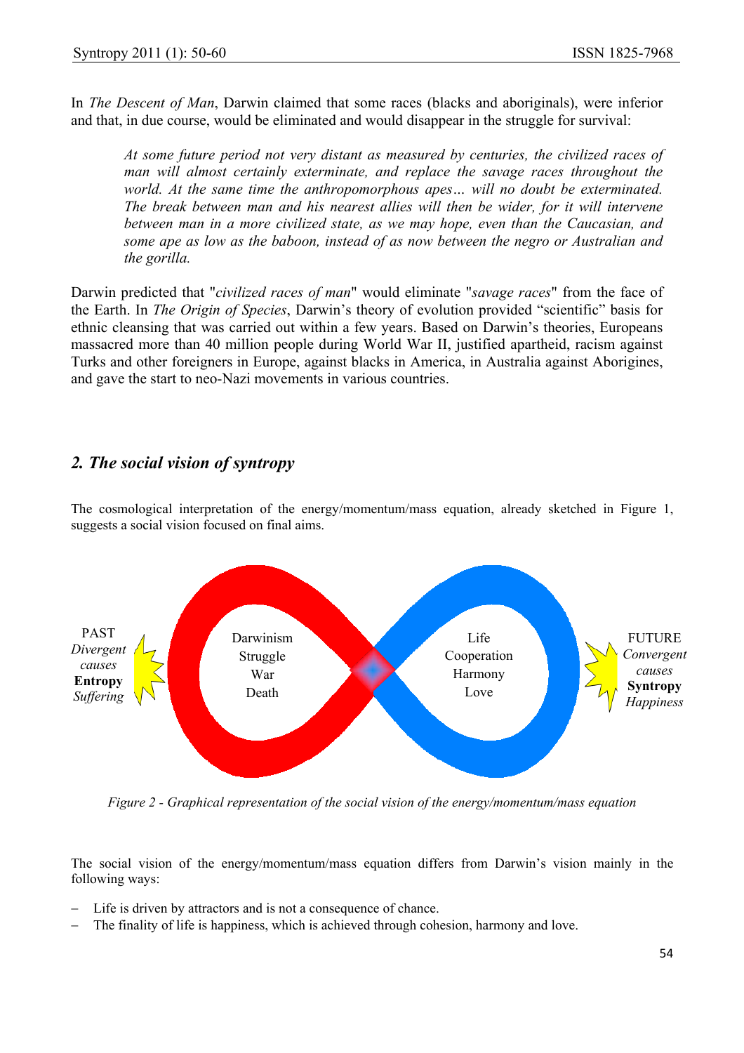In *The Descent of Man*, Darwin claimed that some races (blacks and aboriginals), were inferior and that, in due course, would be eliminated and would disappear in the struggle for survival:

> *At some future period not very distant as measured by centuries, the civilized races of man will almost certainly exterminate, and replace the savage races throughout the world. At the same time the anthropomorphous apes… will no doubt be exterminated. The break between man and his nearest allies will then be wider, for it will intervene between man in a more civilized state, as we may hope, even than the Caucasian, and some ape as low as the baboon, instead of as now between the negro or Australian and the gorilla.*

Darwin predicted that "*civilized races of man*" would eliminate "*savage races*" from the face of the Earth. In *The Origin of Species*, Darwin's theory of evolution provided "scientific" basis for ethnic cleansing that was carried out within a few years. Based on Darwin's theories, Europeans massacred more than 40 million people during World War II, justified apartheid, racism against Turks and other foreigners in Europe, against blacks in America, in Australia against Aborigines, and gave the start to neo-Nazi movements in various countries.

## *2. The social vision of syntropy*

The cosmological interpretation of the energy/momentum/mass equation, already sketched in Figure 1, suggests a social vision focused on final aims.

*Figure 2 - Graphical representation of the social vision of the energy/momentum/mass equation*

The social vision of the energy/momentum/mass equation differs from Darwin's vision mainly in the following ways:

- Life is driven by attractors and is not a consequence of chance.
- The finality of life is happiness, which is achieved through cohesion, harmony and love.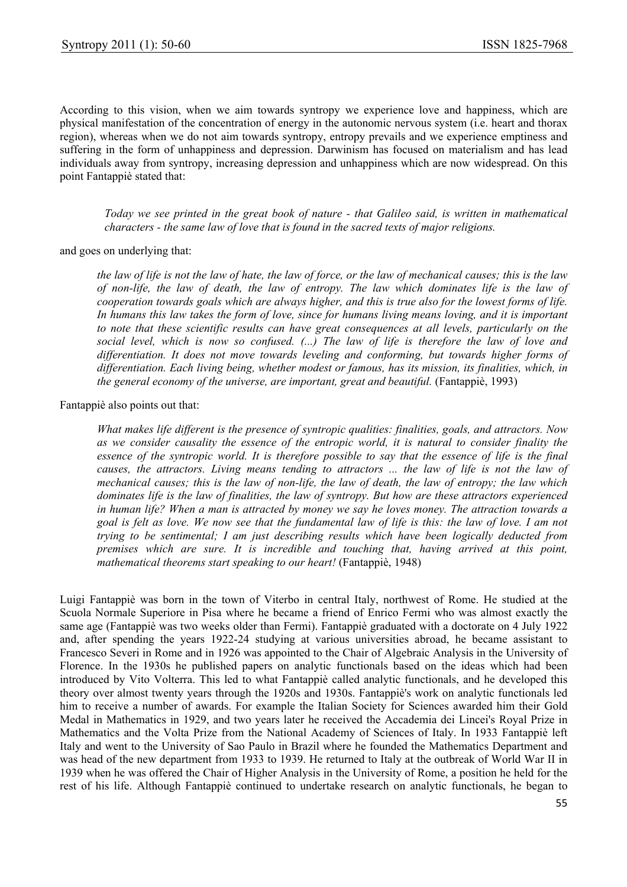According to this vision, when we aim towards syntropy we experience love and happiness, which are physical manifestation of the concentration of energy in the autonomic nervous system (i.e. heart and thorax region), whereas when we do not aim towards syntropy, entropy prevails and we experience emptiness and suffering in the form of unhappiness and depression. Darwinism has focused on materialism and has lead individuals away from syntropy, increasing depression and unhappiness which are now widespread. On this point Fantappiè stated that:

> *Today we see printed in the great book of nature - that Galileo said, is written in mathematical characters - the same law of love that is found in the sacred texts of major religions.*

and goes on underlying that:

> *the law of life is not the law of hate, the law of force, or the law of mechanical causes; this is the law of non-life, the law of death, the law of entropy. The law which dominates life is the law of cooperation towards goals which are always higher, and this is true also for the lowest forms of life. In humans this law takes the form of love, since for humans living means loving, and it is important to note that these scientific results can have great consequences at all levels, particularly on the social level, which is now so confused. (...) The law of life is therefore the law of love and differentiation. It does not move towards leveling and conforming, but towards higher forms of differentiation. Each living being, whether modest or famous, has its mission, its finalities, which, in the general economy of the universe, are important, great and beautiful.* (Fantappiè, 1993)

Fantappiè also points out that:

> *What makes life different is the presence of syntropic qualities: finalities, goals, and attractors. Now as we consider causality the essence of the entropic world, it is natural to consider finality the essence of the syntropic world. It is therefore possible to say that the essence of life is the final causes, the attractors. Living means tending to attractors ... the law of life is not the law of mechanical causes; this is the law of non-life, the law of death, the law of entropy; the law which dominates life is the law of finalities, the law of syntropy. But how are these attractors experienced in human life? When a man is attracted by money we say he loves money. The attraction towards a goal is felt as love. We now see that the fundamental law of life is this: the law of love. I am not trying to be sentimental; I am just describing results which have been logically deducted from premises which are sure. It is incredible and touching that, having arrived at this point, mathematical theorems start speaking to our heart!* (Fantappiè, 1948)

Luigi Fantappiè was born in the town of Viterbo in central Italy, northwest of Rome. He studied at the Scuola Normale Superiore in Pisa where he became a friend of Enrico Fermi who was almost exactly the same age (Fantappiè was two weeks older than Fermi). Fantappiè graduated with a doctorate on 4 July 1922 and, after spending the years 1922-24 studying at various universities abroad, he became assistant to Francesco Severi in Rome and in 1926 was appointed to the Chair of Algebraic Analysis in the University of Florence. In the 1930s he published papers on analytic functionals based on the ideas which had been introduced by Vito Volterra. This led to what Fantappiè called analytic functionals, and he developed this theory over almost twenty years through the 1920s and 1930s. Fantappiè's work on analytic functionals led him to receive a number of awards. For example the Italian Society for Sciences awarded him their Gold Medal in Mathematics in 1929, and two years later he received the Accademia dei Lincei's Royal Prize in Mathematics and the Volta Prize from the National Academy of Sciences of Italy. In 1933 Fantappiè left Italy and went to the University of Sao Paulo in Brazil where he founded the Mathematics Department and was head of the new department from 1933 to 1939. He returned to Italy at the outbreak of World War II in 1939 when he was offered the Chair of Higher Analysis in the University of Rome, a position he held for the rest of his life. Although Fantappiè continued to undertake research on analytic functionals, he began to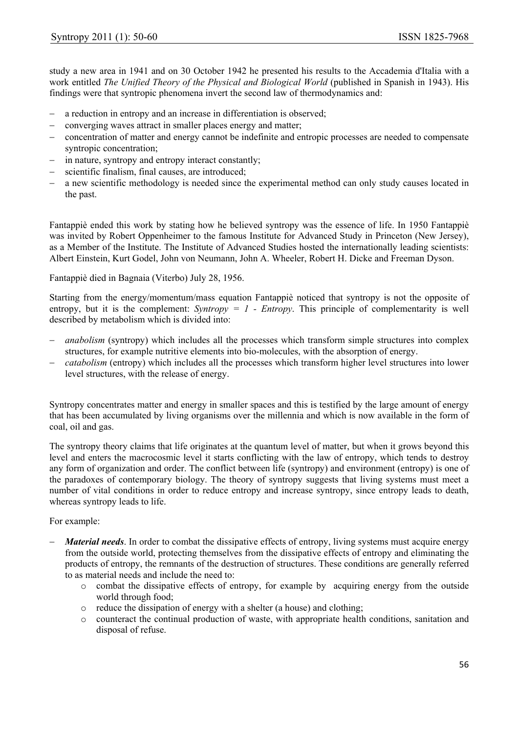study a new area in 1941 and on 30 October 1942 he presented his results to the Accademia d'Italia with a work entitled *The Unified Theory of the Physical and Biological World* (published in Spanish in 1943). His findings were that syntropic phenomena invert the second law of thermodynamics and:

- a reduction in entropy and an increase in differentiation is observed;
- converging waves attract in smaller places energy and matter;
- concentration of matter and energy cannot be indefinite and entropic processes are needed to compensate syntropic concentration;
- in nature, syntropy and entropy interact constantly;
- scientific finalism, final causes, are introduced;
- a new scientific methodology is needed since the experimental method can only study causes located in the past.

Fantappiè ended this work by stating how he believed syntropy was the essence of life. In 1950 Fantappiè was invited by Robert Oppenheimer to the famous Institute for Advanced Study in Princeton (New Jersey), as a Member of the Institute. The Institute of Advanced Studies hosted the internationally leading scientists: Albert Einstein, Kurt Godel, John von Neumann, John A. Wheeler, Robert H. Dicke and Freeman Dyson.

Fantappiè died in Bagnaia (Viterbo) July 28, 1956.

Starting from the energy/momentum/mass equation Fantappiè noticed that syntropy is not the opposite of entropy, but it is the complement: *Syntropy = 1 - Entropy*. This principle of complementarity is well described by metabolism which is divided into:

- *anabolism* (syntropy) which includes all the processes which transform simple structures into complex structures, for example nutritive elements into bio-molecules, with the absorption of energy.
- *catabolism* (entropy) which includes all the processes which transform higher level structures into lower level structures, with the release of energy.

Syntropy concentrates matter and energy in smaller spaces and this is testified by the large amount of energy that has been accumulated by living organisms over the millennia and which is now available in the form of coal, oil and gas.

The syntropy theory claims that life originates at the quantum level of matter, but when it grows beyond this level and enters the macrocosmic level it starts conflicting with the law of entropy, which tends to destroy any form of organization and order. The conflict between life (syntropy) and environment (entropy) is one of the paradoxes of contemporary biology. The theory of syntropy suggests that living systems must meet a number of vital conditions in order to reduce entropy and increase syntropy, since entropy leads to death, whereas syntropy leads to life.

For example:

- ***Material needs***. In order to combat the dissipative effects of entropy, living systems must acquire energy from the outside world, protecting themselves from the dissipative effects of entropy and eliminating the products of entropy, the remnants of the destruction of structures. These conditions are generally referred to as material needs and include the need to:
    - combat the dissipative effects of entropy, for example by acquiring energy from the outside world through food;
    - reduce the dissipation of energy with a shelter (a house) and clothing;
    - counteract the continual production of waste, with appropriate health conditions, sanitation and disposal of refuse.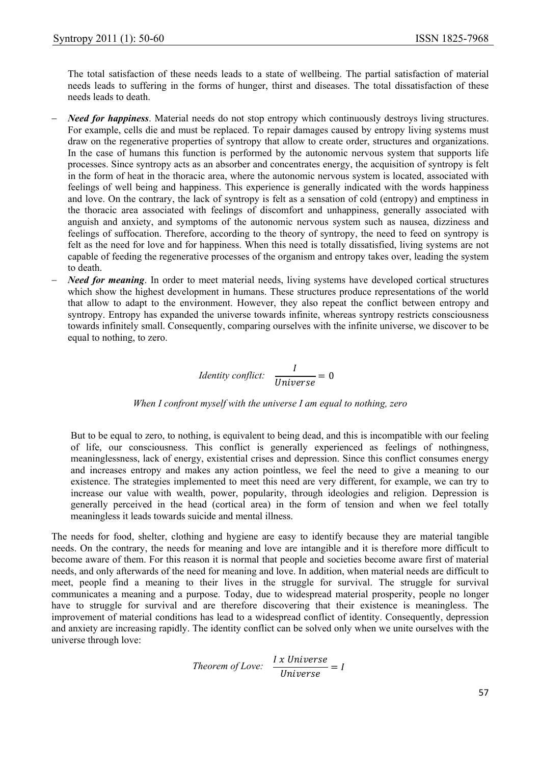The total satisfaction of these needs leads to a state of wellbeing. The partial satisfaction of material needs leads to suffering in the forms of hunger, thirst and diseases. The total dissatisfaction of these needs leads to death.

- ***Need for happiness***. Material needs do not stop entropy which continuously destroys living structures. For example, cells die and must be replaced. To repair damages caused by entropy living systems must draw on the regenerative properties of syntropy that allow to create order, structures and organizations. In the case of humans this function is performed by the autonomic nervous system that supports life processes. Since syntropy acts as an absorber and concentrates energy, the acquisition of syntropy is felt in the form of heat in the thoracic area, where the autonomic nervous system is located, associated with feelings of well being and happiness. This experience is generally indicated with the words happiness and love. On the contrary, the lack of syntropy is felt as a sensation of cold (entropy) and emptiness in the thoracic area associated with feelings of discomfort and unhappiness, generally associated with anguish and anxiety, and symptoms of the autonomic nervous system such as nausea, dizziness and feelings of suffocation. Therefore, according to the theory of syntropy, the need to feed on syntropy is felt as the need for love and for happiness. When this need is totally dissatisfied, living systems are not capable of feeding the regenerative processes of the organism and entropy takes over, leading the system to death.
- ***Need for meaning***. In order to meet material needs, living systems have developed cortical structures which show the highest development in humans. These structures produce representations of the world that allow to adapt to the environment. However, they also repeat the conflict between entropy and syntropy. Entropy has expanded the universe towards infinite, whereas syntropy restricts consciousness towards infinitely small. Consequently, comparing ourselves with the infinite universe, we discover to be equal to nothing, to zero.

$$\textit{Identity conflict:} \quad \frac{I}{Universe} = 0$$

*When I confront myself with the universe I am equal to nothing, zero*

But to be equal to zero, to nothing, is equivalent to being dead, and this is incompatible with our feeling of life, our consciousness. This conflict is generally experienced as feelings of nothingness, meaninglessness, lack of energy, existential crises and depression. Since this conflict consumes energy and increases entropy and makes any action pointless, we feel the need to give a meaning to our existence. The strategies implemented to meet this need are very different, for example, we can try to increase our value with wealth, power, popularity, through ideologies and religion. Depression is generally perceived in the head (cortical area) in the form of tension and when we feel totally meaningless it leads towards suicide and mental illness.

The needs for food, shelter, clothing and hygiene are easy to identify because they are material tangible needs. On the contrary, the needs for meaning and love are intangible and it is therefore more difficult to become aware of them. For this reason it is normal that people and societies become aware first of material needs, and only afterwards of the need for meaning and love. In addition, when material needs are difficult to meet, people find a meaning to their lives in the struggle for survival. The struggle for survival communicates a meaning and a purpose. Today, due to widespread material prosperity, people no longer have to struggle for survival and are therefore discovering that their existence is meaningless. The improvement of material conditions has lead to a widespread conflict of identity. Consequently, depression and anxiety are increasing rapidly. The identity conflict can be solved only when we unite ourselves with the universe through love:

$$\textit{Theorem of Love:} \quad \frac{I \; x \; Universe}{Universe} = I$$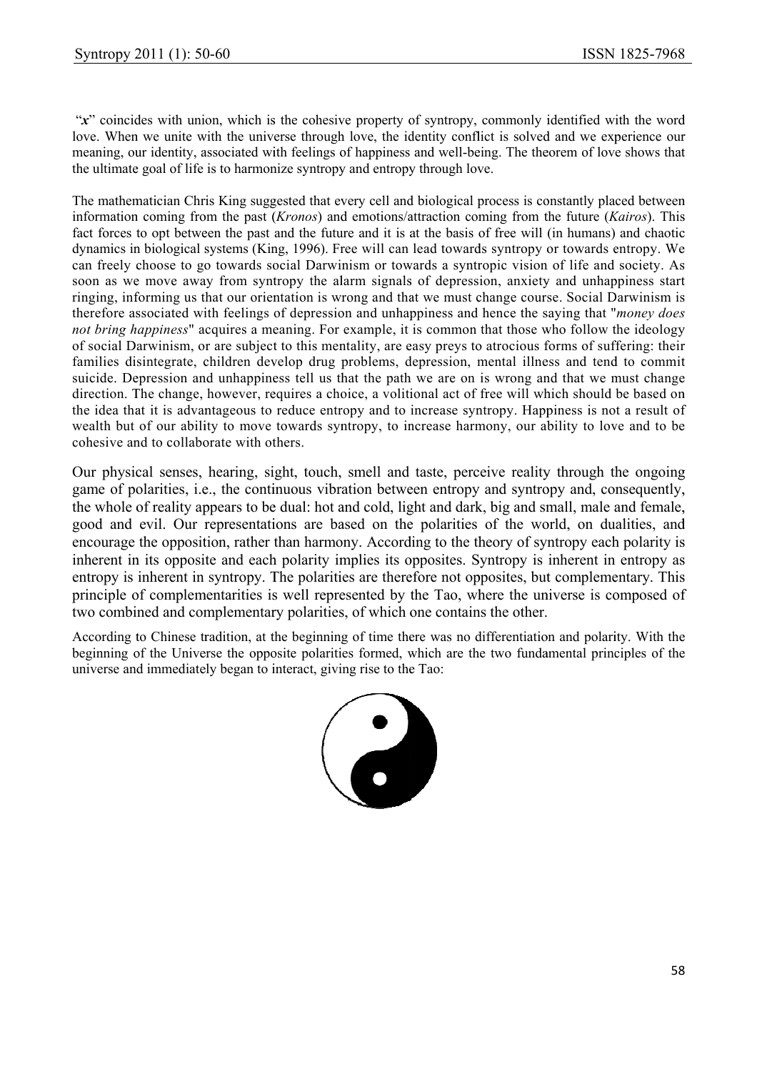"*x*" coincides with union, which is the cohesive property of syntropy, commonly identified with the word love. When we unite with the universe through love, the identity conflict is solved and we experience our meaning, our identity, associated with feelings of happiness and well-being. The theorem of love shows that the ultimate goal of life is to harmonize syntropy and entropy through love.

The mathematician Chris King suggested that every cell and biological process is constantly placed between information coming from the past (*Kronos*) and emotions/attraction coming from the future (*Kairos*). This fact forces to opt between the past and the future and it is at the basis of free will (in humans) and chaotic dynamics in biological systems (King, 1996). Free will can lead towards syntropy or towards entropy. We can freely choose to go towards social Darwinism or towards a syntropic vision of life and society. As soon as we move away from syntropy the alarm signals of depression, anxiety and unhappiness start ringing, informing us that our orientation is wrong and that we must change course. Social Darwinism is therefore associated with feelings of depression and unhappiness and hence the saying that "*money does not bring happiness*" acquires a meaning. For example, it is common that those who follow the ideology of social Darwinism, or are subject to this mentality, are easy preys to atrocious forms of suffering: their families disintegrate, children develop drug problems, depression, mental illness and tend to commit suicide. Depression and unhappiness tell us that the path we are on is wrong and that we must change direction. The change, however, requires a choice, a volitional act of free will which should be based on the idea that it is advantageous to reduce entropy and to increase syntropy. Happiness is not a result of wealth but of our ability to move towards syntropy, to increase harmony, our ability to love and to be cohesive and to collaborate with others.

Our physical senses, hearing, sight, touch, smell and taste, perceive reality through the ongoing game of polarities, i.e., the continuous vibration between entropy and syntropy and, consequently, the whole of reality appears to be dual: hot and cold, light and dark, big and small, male and female, good and evil. Our representations are based on the polarities of the world, on dualities, and encourage the opposition, rather than harmony. According to the theory of syntropy each polarity is inherent in its opposite and each polarity implies its opposites. Syntropy is inherent in entropy as entropy is inherent in syntropy. The polarities are therefore not opposites, but complementary. This principle of complementarities is well represented by the Tao, where the universe is composed of two combined and complementary polarities, of which one contains the other.

According to Chinese tradition, at the beginning of time there was no differentiation and polarity. With the beginning of the Universe the opposite polarities formed, which are the two fundamental principles of the universe and immediately began to interact, giving rise to the Tao: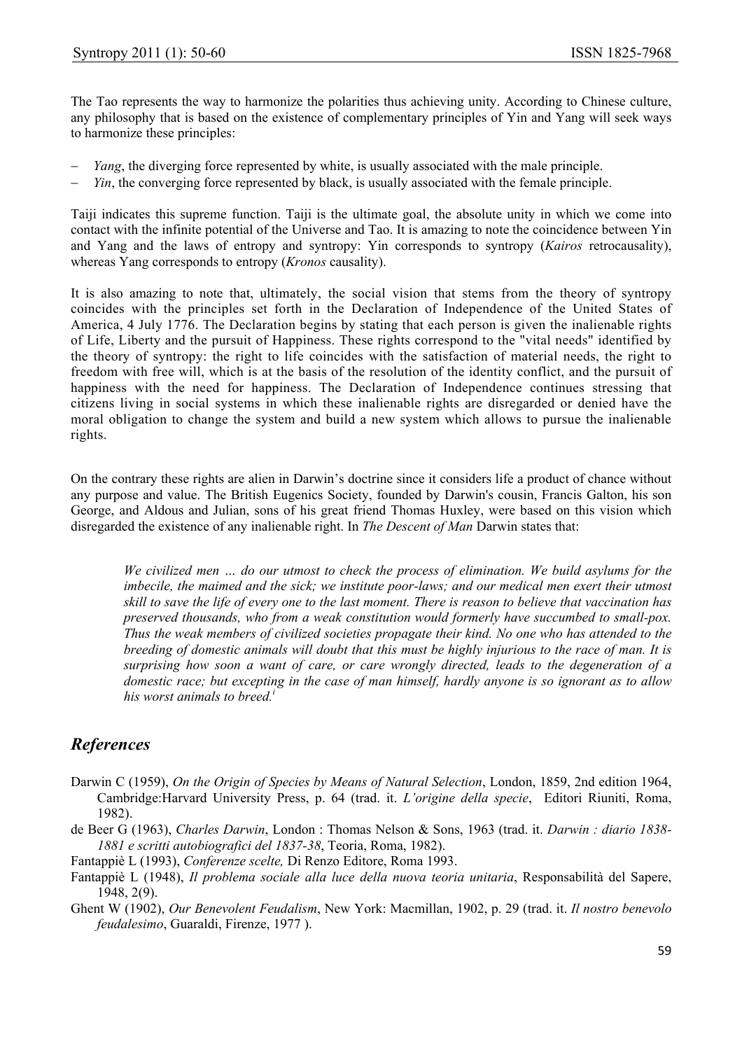The Tao represents the way to harmonize the polarities thus achieving unity. According to Chinese culture, any philosophy that is based on the existence of complementary principles of Yin and Yang will seek ways to harmonize these principles:

- *Yang*, the diverging force represented by white, is usually associated with the male principle.
- *Yin*, the converging force represented by black, is usually associated with the female principle.

Taiji indicates this supreme function. Taiji is the ultimate goal, the absolute unity in which we come into contact with the infinite potential of the Universe and Tao. It is amazing to note the coincidence between Yin and Yang and the laws of entropy and syntropy: Yin corresponds to syntropy (*Kairos* retrocausality), whereas Yang corresponds to entropy (*Kronos* causality).

It is also amazing to note that, ultimately, the social vision that stems from the theory of syntropy coincides with the principles set forth in the Declaration of Independence of the United States of America, 4 July 1776. The Declaration begins by stating that each person is given the inalienable rights of Life, Liberty and the pursuit of Happiness. These rights correspond to the "vital needs" identified by the theory of syntropy: the right to life coincides with the satisfaction of material needs, the right to freedom with free will, which is at the basis of the resolution of the identity conflict, and the pursuit of happiness with the need for happiness. The Declaration of Independence continues stressing that citizens living in social systems in which these inalienable rights are disregarded or denied have the moral obligation to change the system and build a new system which allows to pursue the inalienable rights.

On the contrary these rights are alien in Darwin's doctrine since it considers life a product of chance without any purpose and value. The British Eugenics Society, founded by Darwin's cousin, Francis Galton, his son George, and Aldous and Julian, sons of his great friend Thomas Huxley, were based on this vision which disregarded the existence of any inalienable right. In *The Descent of Man* Darwin states that:

> *We civilized men … do our utmost to check the process of elimination. We build asylums for the imbecile, the maimed and the sick; we institute poor-laws; and our medical men exert their utmost skill to save the life of every one to the last moment. There is reason to believe that vaccination has preserved thousands, who from a weak constitution would formerly have succumbed to small-pox. Thus the weak members of civilized societies propagate their kind. No one who has attended to the breeding of domestic animals will doubt that this must be highly injurious to the race of man. It is surprising how soon a want of care, or care wrongly directed, leads to the degeneration of a domestic race; but excepting in the case of man himself, hardly anyone is so ignorant as to allow his worst animals to breed.*[i]

## References

Darwin C (1959), *On the Origin of Species by Means of Natural Selection*, London, 1859, 2nd edition 1964, Cambridge:Harvard University Press, p. 64 (trad. it. *L'origine della specie*, Editori Riuniti, Roma, 1982).

de Beer G (1963), *Charles Darwin*, London : Thomas Nelson & Sons, 1963 (trad. it. *Darwin : diario 1838-1881 e scritti autobiografici del 1837-38*, Teoria, Roma, 1982).

Fantappiè L (1993), *Conferenze scelte,* Di Renzo Editore, Roma 1993.

Fantappiè L (1948), *Il problema sociale alla luce della nuova teoria unitaria*, Responsabilità del Sapere, 1948, 2(9).

Ghent W (1902), *Our Benevolent Feudalism*, New York: Macmillan, 1902, p. 29 (trad. it. *Il nostro benevolo feudalesimo*, Guaraldi, Firenze, 1977 ).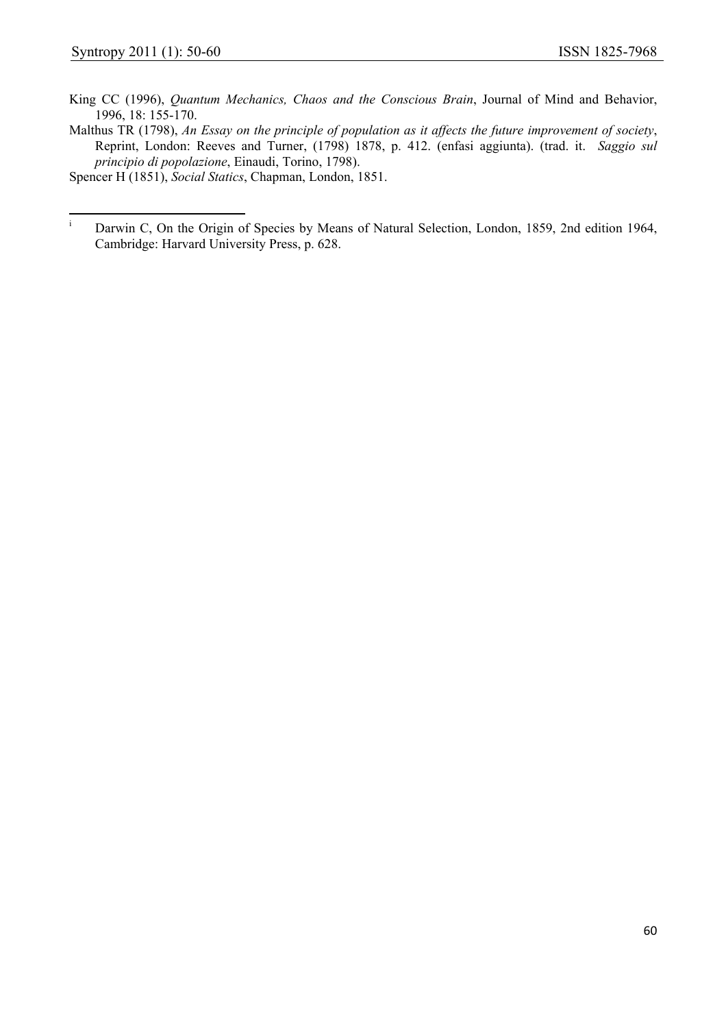King CC (1996), *Quantum Mechanics, Chaos and the Conscious Brain*, Journal of Mind and Behavior, 1996, 18: 155-170.

Malthus TR (1798), *An Essay on the principle of population as it affects the future improvement of society*, Reprint, London: Reeves and Turner, (1798) 1878, p. 412. (enfasi aggiunta). (trad. it. *Saggio sul principio di popolazione*, Einaudi, Torino, 1798).

Spencer H (1851), *Social Statics*, Chapman, London, 1851.

---

[i] Darwin C, On the Origin of Species by Means of Natural Selection, London, 1859, 2nd edition 1964, Cambridge: Harvard University Press, p. 628.